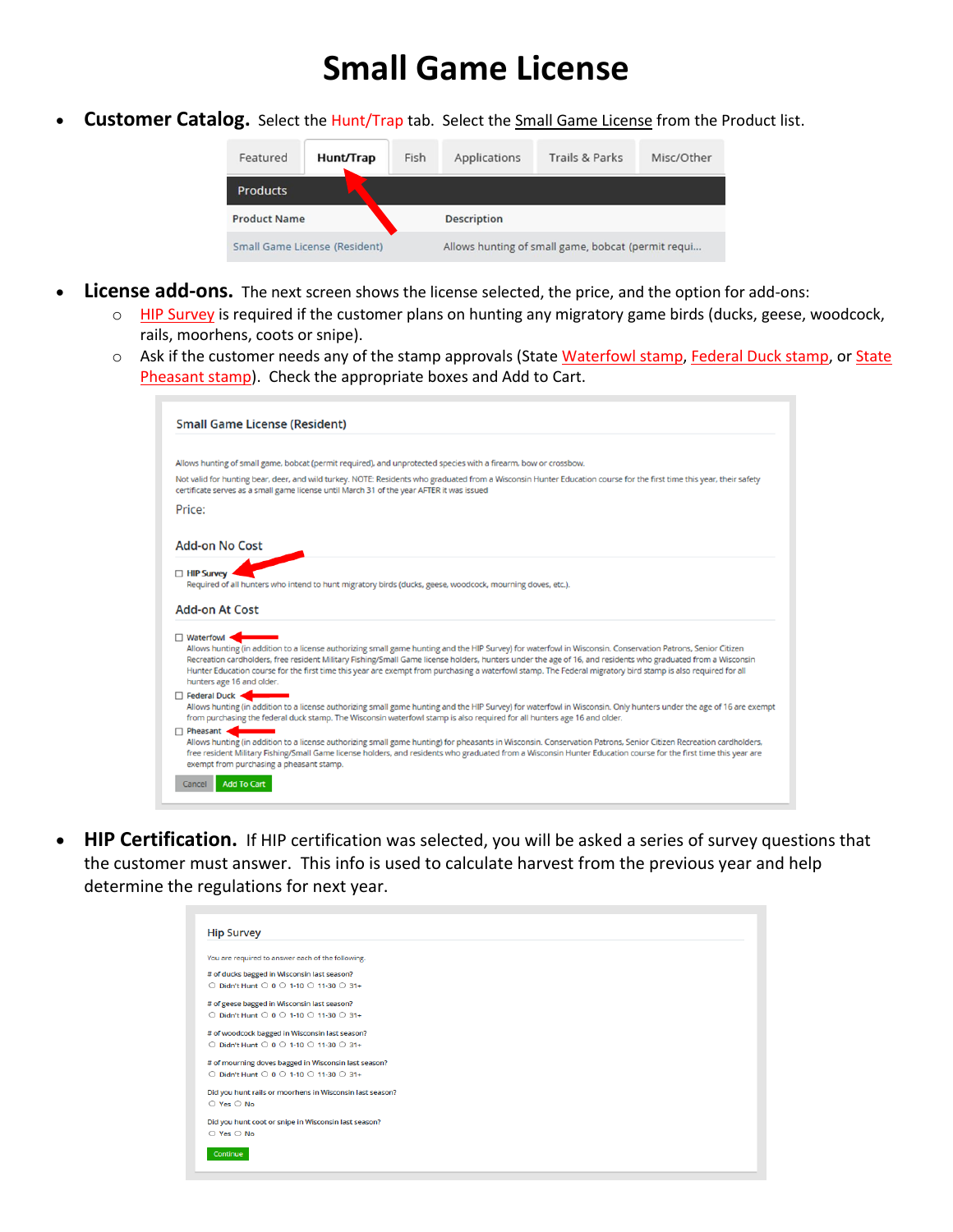# Small Game License

- **Customer Catalog.** Select the Hunt/Trap tab. Select the Small Game License from the Product list.

| Featured | Hunt/Trap | Fish | Applications | Trails & Parks | Misc/Other |
|---|---|---|---|---|---|

Products

| Product Name | Description |
|---|---|
| Small Game License (Resident) | Allows hunting of small game, bobcat (permit requi... |

- **License add-ons.** The next screen shows the license selected, the price, and the option for add-ons:
  - HIP Survey is required if the customer plans on hunting any migratory game birds (ducks, geese, woodcock, rails, moorhens, coots or snipe).
  - Ask if the customer needs any of the stamp approvals (State Waterfowl stamp, Federal Duck stamp, or State Pheasant stamp). Check the appropriate boxes and Add to Cart.

Small Game License (Resident)

Allows hunting of small game, bobcat (permit required), and unprotected species with a firearm, bow or crossbow.

Not valid for hunting bear, deer, and wild turkey. NOTE: Residents who graduated from a Wisconsin Hunter Education course for the first time this year, their safety certificate serves as a small game license until March 31 of the year AFTER it was issued

Price:

Add-on No Cost

☐ HIP Survey
Required of all hunters who intend to hunt migratory birds (ducks, geese, woodcock, mourning doves, etc.).

Add-on At Cost

☐ Waterfowl
Allows hunting (in addition to a license authorizing small game hunting and the HIP Survey) for waterfowl in Wisconsin. Conservation Patrons, Senior Citizen Recreation cardholders, free resident Military Fishing/Small Game license holders, hunters under the age of 16, and residents who graduated from a Wisconsin Hunter Education course for the first time this year are exempt from purchasing a waterfowl stamp. The Federal migratory bird stamp is also required for all hunters age 16 and older.

☐ Federal Duck
Allows hunting (in addition to a license authorizing small game hunting and the HIP Survey) for waterfowl in Wisconsin. Only hunters under the age of 16 are exempt from purchasing the federal duck stamp. The Wisconsin waterfowl stamp is also required for all hunters age 16 and older.

☐ Pheasant
Allows hunting (in addition to a license authorizing small game hunting) for pheasants in Wisconsin. Conservation Patrons, Senior Citizen Recreation cardholders, free resident Military Fishing/Small Game license holders, and residents who graduated from a Wisconsin Hunter Education course for the first time this year are exempt from purchasing a pheasant stamp.

Cancel | Add To Cart

- **HIP Certification.** If HIP certification was selected, you will be asked a series of survey questions that the customer must answer. This info is used to calculate harvest from the previous year and help determine the regulations for next year.

Hip Survey

You are required to answer each of the following.

\# of ducks bagged in Wisconsin last season?
○ Didn't Hunt ○ 0 ○ 1-10 ○ 11-30 ○ 31+

\# of geese bagged in Wisconsin last season?
○ Didn't Hunt ○ 0 ○ 1-10 ○ 11-30 ○ 31+

\# of woodcock bagged in Wisconsin last season?
○ Didn't Hunt ○ 0 ○ 1-10 ○ 11-30 ○ 31+

\# of mourning doves bagged in Wisconsin last season?
○ Didn't Hunt ○ 0 ○ 1-10 ○ 11-30 ○ 31+

Did you hunt rails or moorhens in Wisconsin last season?
○ Yes ○ No

Did you hunt coot or snipe in Wisconsin last season?
○ Yes ○ No

Continue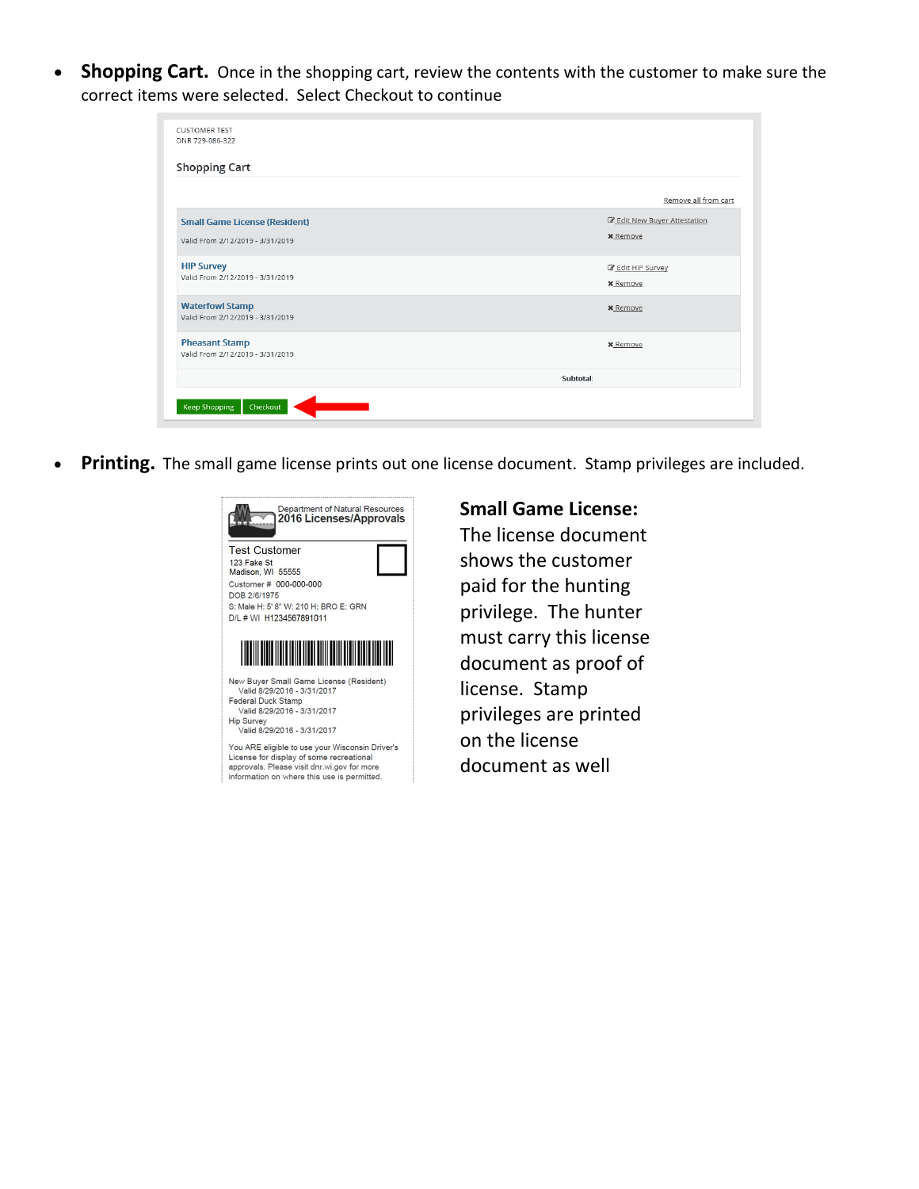- **Shopping Cart.** Once in the shopping cart, review the contents with the customer to make sure the correct items were selected. Select Checkout to continue

CUSTOMER TEST
DNR 729-086-322

Shopping Cart

Remove all from cart

| | |
|---|---|
| Small Game License (Resident) Valid From 2/12/2019 - 3/31/2019 | Edit New Buyer Attestation Remove |
| HIP Survey Valid From 2/12/2019 - 3/31/2019 | Edit HIP Survey Remove |
| Waterfowl Stamp Valid From 2/12/2019 - 3/31/2019 | Remove |
| Pheasant Stamp Valid From 2/12/2019 - 3/31/2019 | Remove |
| Subtotal: | |

Keep Shopping | Checkout

- **Printing.** The small game license prints out one license document. Stamp privileges are included.

Department of Natural Resources
2016 Licenses/Approvals

Test Customer
123 Fake St
Madison, WI 55555
Customer # 000-000-000
DOB 2/6/1975
S: Male H: 5' 8" W: 210 H: BRO E: GRN
D/L # WI H1234567891011

New Buyer Small Game License (Resident)
Valid 8/29/2016 - 3/31/2017
Federal Duck Stamp
Valid 8/29/2016 - 3/31/2017
Hip Survey
Valid 8/29/2016 - 3/31/2017

You ARE eligible to use your Wisconsin Driver's License for display of some recreational approvals. Please visit dnr.wi.gov for more information on where this use is permitted.

**Small Game License:** The license document shows the customer paid for the hunting privilege. The hunter must carry this license document as proof of license. Stamp privileges are printed on the license document as well